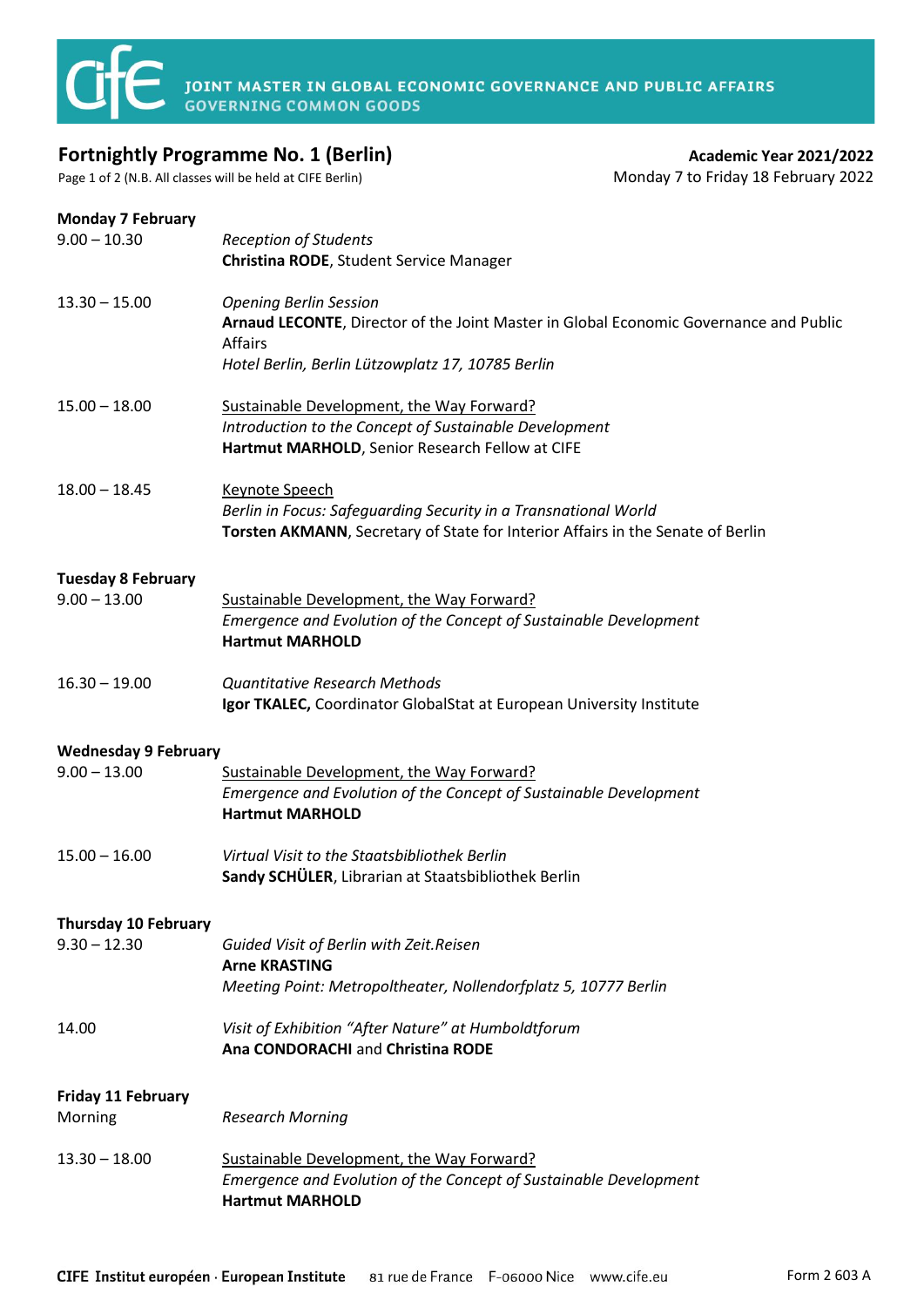**JOINT MASTER IN GLOBAL ECONOMIC GOVERNANCE AND PUBLIC AFFAIRS**
**GOVERNING COMMON GOODS**

# Fortnightly Programme No. 1 (Berlin)

**Academic Year 2021/2022**
Monday 7 to Friday 18 February 2022

(N.B. All classes will be held at CIFE Berlin)

### Monday 7 February

9.00 – 10.30
*Reception of Students*
**Christina RODE**, Student Service Manager

13.30 – 15.00
*Opening Berlin Session*
**Arnaud LECONTE**, Director of the Joint Master in Global Economic Governance and Public Affairs
*Hotel Berlin, Berlin Lützowplatz 17, 10785 Berlin*

15.00 – 18.00
<u>Sustainable Development, the Way Forward?</u>
*Introduction to the Concept of Sustainable Development*
**Hartmut MARHOLD**, Senior Research Fellow at CIFE

18.00 – 18.45
<u>Keynote Speech</u>
*Berlin in Focus: Safeguarding Security in a Transnational World*
**Torsten AKMANN**, Secretary of State for Interior Affairs in the Senate of Berlin

### Tuesday 8 February

9.00 – 13.00
<u>Sustainable Development, the Way Forward?</u>
*Emergence and Evolution of the Concept of Sustainable Development*
**Hartmut MARHOLD**

16.30 – 19.00
*Quantitative Research Methods*
**Igor TKALEC,** Coordinator GlobalStat at European University Institute

### Wednesday 9 February

9.00 – 13.00
<u>Sustainable Development, the Way Forward?</u>
*Emergence and Evolution of the Concept of Sustainable Development*
**Hartmut MARHOLD**

15.00 – 16.00
*Virtual Visit to the Staatsbibliothek Berlin*
**Sandy SCHÜLER**, Librarian at Staatsbibliothek Berlin

### Thursday 10 February

9.30 – 12.30
*Guided Visit of Berlin with Zeit.Reisen*
**Arne KRASTING**
*Meeting Point: Metropoltheater, Nollendorfplatz 5, 10777 Berlin*

14.00
*Visit of Exhibition "After Nature" at Humboldtforum*
**Ana CONDORACHI** and **Christina RODE**

### Friday 11 February

Morning
*Research Morning*

13.30 – 18.00
<u>Sustainable Development, the Way Forward?</u>
*Emergence and Evolution of the Concept of Sustainable Development*
**Hartmut MARHOLD**

**CIFE Institut européen · European Institute** 81 rue de France F-06000 Nice www.cife.eu Form 2 603 A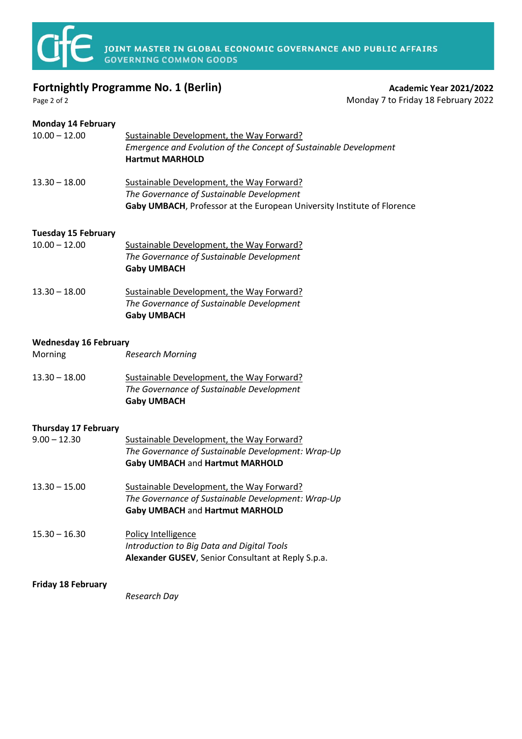# Fortnightly Programme No. 1 (Berlin)

**Academic Year 2021/2022**
Monday 7 to Friday 18 February 2022

**Monday 14 February**

10.00 – 12.00
Sustainable Development, the Way Forward?
*Emergence and Evolution of the Concept of Sustainable Development*
**Hartmut MARHOLD**

13.30 – 18.00
Sustainable Development, the Way Forward?
*The Governance of Sustainable Development*
**Gaby UMBACH**, Professor at the European University Institute of Florence

**Tuesday 15 February**

10.00 – 12.00
Sustainable Development, the Way Forward?
*The Governance of Sustainable Development*
**Gaby UMBACH**

13.30 – 18.00
Sustainable Development, the Way Forward?
*The Governance of Sustainable Development*
**Gaby UMBACH**

**Wednesday 16 February**

Morning
*Research Morning*

13.30 – 18.00
Sustainable Development, the Way Forward?
*The Governance of Sustainable Development*
**Gaby UMBACH**

**Thursday 17 February**

9.00 – 12.30
Sustainable Development, the Way Forward?
*The Governance of Sustainable Development: Wrap-Up*
**Gaby UMBACH** and **Hartmut MARHOLD**

13.30 – 15.00
Sustainable Development, the Way Forward?
*The Governance of Sustainable Development: Wrap-Up*
**Gaby UMBACH** and **Hartmut MARHOLD**

15.30 – 16.30
Policy Intelligence
*Introduction to Big Data and Digital Tools*
**Alexander GUSEV**, Senior Consultant at Reply S.p.a.

**Friday 18 February**

*Research Day*